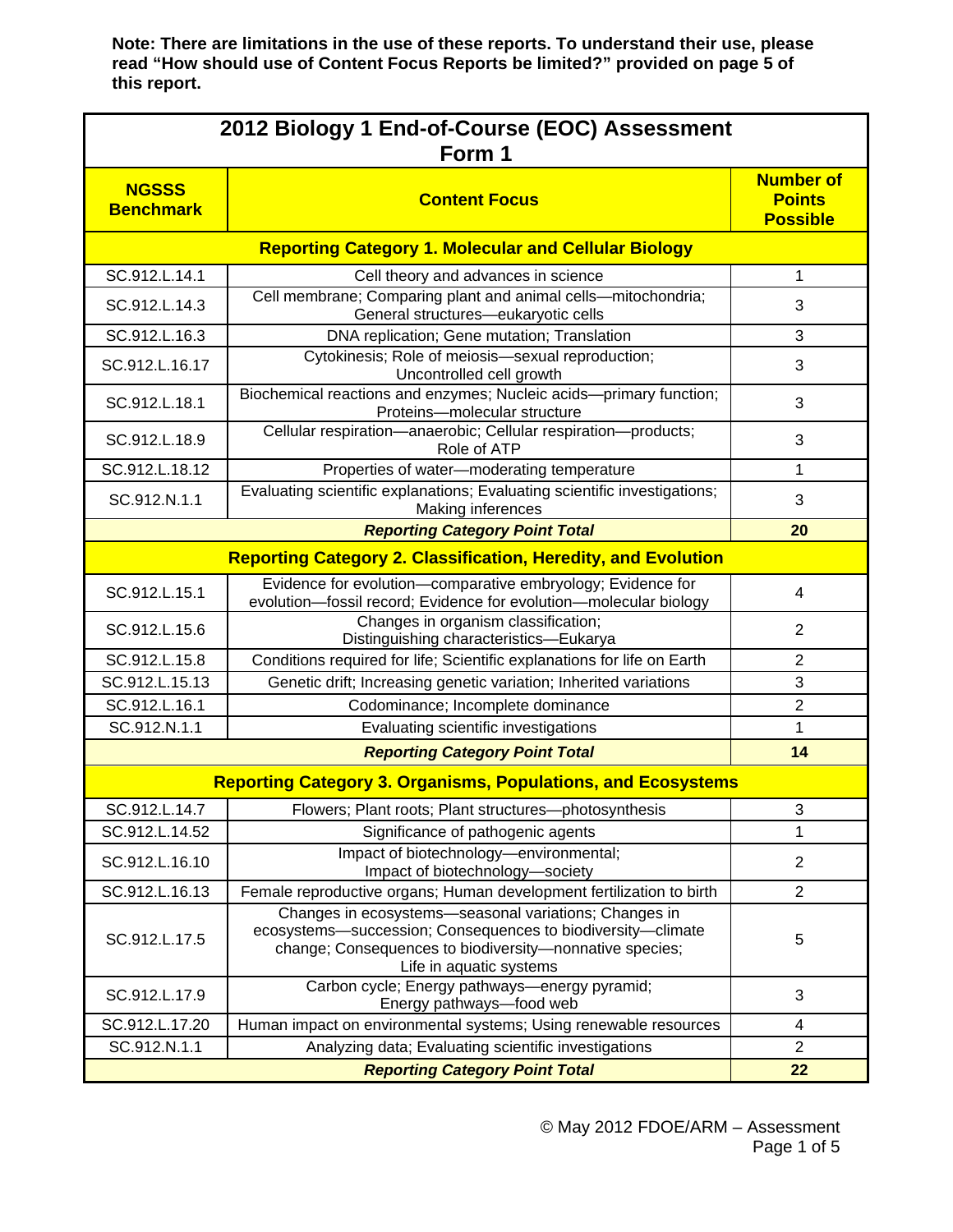**Note: There are limitations in the use of these reports. To understand their use, please read "How should use of Content Focus Reports be limited?" provided on page 5 of this report.**

## 2012 Biology 1 End-of-Course (EOC) Assessment Form 1

| NGSSS Benchmark | Content Focus | Number of Points Possible |
|---|---|---|
| **Reporting Category 1. Molecular and Cellular Biology** | | |
| SC.912.L.14.1 | Cell theory and advances in science | 1 |
| SC.912.L.14.3 | Cell membrane; Comparing plant and animal cells—mitochondria; General structures—eukaryotic cells | 3 |
| SC.912.L.16.3 | DNA replication; Gene mutation; Translation | 3 |
| SC.912.L.16.17 | Cytokinesis; Role of meiosis—sexual reproduction; Uncontrolled cell growth | 3 |
| SC.912.L.18.1 | Biochemical reactions and enzymes; Nucleic acids—primary function; Proteins—molecular structure | 3 |
| SC.912.L.18.9 | Cellular respiration—anaerobic; Cellular respiration—products; Role of ATP | 3 |
| SC.912.L.18.12 | Properties of water—moderating temperature | 1 |
| SC.912.N.1.1 | Evaluating scientific explanations; Evaluating scientific investigations; Making inferences | 3 |
| | ***Reporting Category Point Total*** | **20** |
| **Reporting Category 2. Classification, Heredity, and Evolution** | | |
| SC.912.L.15.1 | Evidence for evolution—comparative embryology; Evidence for evolution—fossil record; Evidence for evolution—molecular biology | 4 |
| SC.912.L.15.6 | Changes in organism classification; Distinguishing characteristics—Eukarya | 2 |
| SC.912.L.15.8 | Conditions required for life; Scientific explanations for life on Earth | 2 |
| SC.912.L.15.13 | Genetic drift; Increasing genetic variation; Inherited variations | 3 |
| SC.912.L.16.1 | Codominance; Incomplete dominance | 2 |
| SC.912.N.1.1 | Evaluating scientific investigations | 1 |
| | ***Reporting Category Point Total*** | **14** |
| **Reporting Category 3. Organisms, Populations, and Ecosystems** | | |
| SC.912.L.14.7 | Flowers; Plant roots; Plant structures—photosynthesis | 3 |
| SC.912.L.14.52 | Significance of pathogenic agents | 1 |
| SC.912.L.16.10 | Impact of biotechnology—environmental; Impact of biotechnology—society | 2 |
| SC.912.L.16.13 | Female reproductive organs; Human development fertilization to birth | 2 |
| SC.912.L.17.5 | Changes in ecosystems—seasonal variations; Changes in ecosystems—succession; Consequences to biodiversity—climate change; Consequences to biodiversity—nonnative species; Life in aquatic systems | 5 |
| SC.912.L.17.9 | Carbon cycle; Energy pathways—energy pyramid; Energy pathways—food web | 3 |
| SC.912.L.17.20 | Human impact on environmental systems; Using renewable resources | 4 |
| SC.912.N.1.1 | Analyzing data; Evaluating scientific investigations | 2 |
| | ***Reporting Category Point Total*** | **22** |

© May 2012 FDOE/ARM – Assessment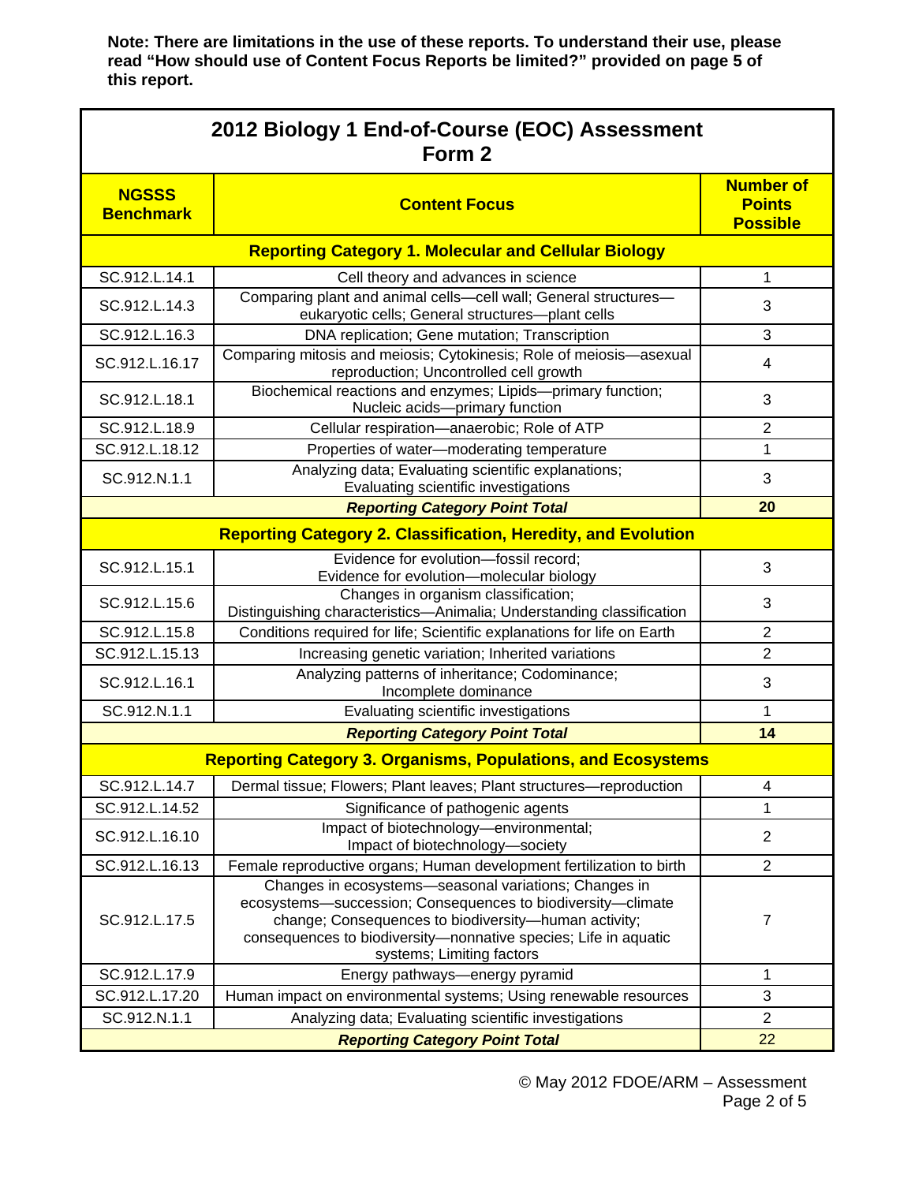**Note: There are limitations in the use of these reports. To understand their use, please read "How should use of Content Focus Reports be limited?" provided on page 5 of this report.**

## 2012 Biology 1 End-of-Course (EOC) Assessment Form 2

| NGSSS Benchmark | Content Focus | Number of Points Possible |
|---|---|---|
| **Reporting Category 1. Molecular and Cellular Biology** | | |
| SC.912.L.14.1 | Cell theory and advances in science | 1 |
| SC.912.L.14.3 | Comparing plant and animal cells—cell wall; General structures—eukaryotic cells; General structures—plant cells | 3 |
| SC.912.L.16.3 | DNA replication; Gene mutation; Transcription | 3 |
| SC.912.L.16.17 | Comparing mitosis and meiosis; Cytokinesis; Role of meiosis—asexual reproduction; Uncontrolled cell growth | 4 |
| SC.912.L.18.1 | Biochemical reactions and enzymes; Lipids—primary function; Nucleic acids—primary function | 3 |
| SC.912.L.18.9 | Cellular respiration—anaerobic; Role of ATP | 2 |
| SC.912.L.18.12 | Properties of water—moderating temperature | 1 |
| SC.912.N.1.1 | Analyzing data; Evaluating scientific explanations; Evaluating scientific investigations | 3 |
| | ***Reporting Category Point Total*** | **20** |
| **Reporting Category 2. Classification, Heredity, and Evolution** | | |
| SC.912.L.15.1 | Evidence for evolution—fossil record; Evidence for evolution—molecular biology | 3 |
| SC.912.L.15.6 | Changes in organism classification; Distinguishing characteristics—Animalia; Understanding classification | 3 |
| SC.912.L.15.8 | Conditions required for life; Scientific explanations for life on Earth | 2 |
| SC.912.L.15.13 | Increasing genetic variation; Inherited variations | 2 |
| SC.912.L.16.1 | Analyzing patterns of inheritance; Codominance; Incomplete dominance | 3 |
| SC.912.N.1.1 | Evaluating scientific investigations | 1 |
| | ***Reporting Category Point Total*** | **14** |
| **Reporting Category 3. Organisms, Populations, and Ecosystems** | | |
| SC.912.L.14.7 | Dermal tissue; Flowers; Plant leaves; Plant structures—reproduction | 4 |
| SC.912.L.14.52 | Significance of pathogenic agents | 1 |
| SC.912.L.16.10 | Impact of biotechnology—environmental; Impact of biotechnology—society | 2 |
| SC.912.L.16.13 | Female reproductive organs; Human development fertilization to birth | 2 |
| SC.912.L.17.5 | Changes in ecosystems—seasonal variations; Changes in ecosystems—succession; Consequences to biodiversity—climate change; Consequences to biodiversity—human activity; consequences to biodiversity—nonnative species; Life in aquatic systems; Limiting factors | 7 |
| SC.912.L.17.9 | Energy pathways—energy pyramid | 1 |
| SC.912.L.17.20 | Human impact on environmental systems; Using renewable resources | 3 |
| SC.912.N.1.1 | Analyzing data; Evaluating scientific investigations | 2 |
| | ***Reporting Category Point Total*** | 22 |

© May 2012 FDOE/ARM – Assessment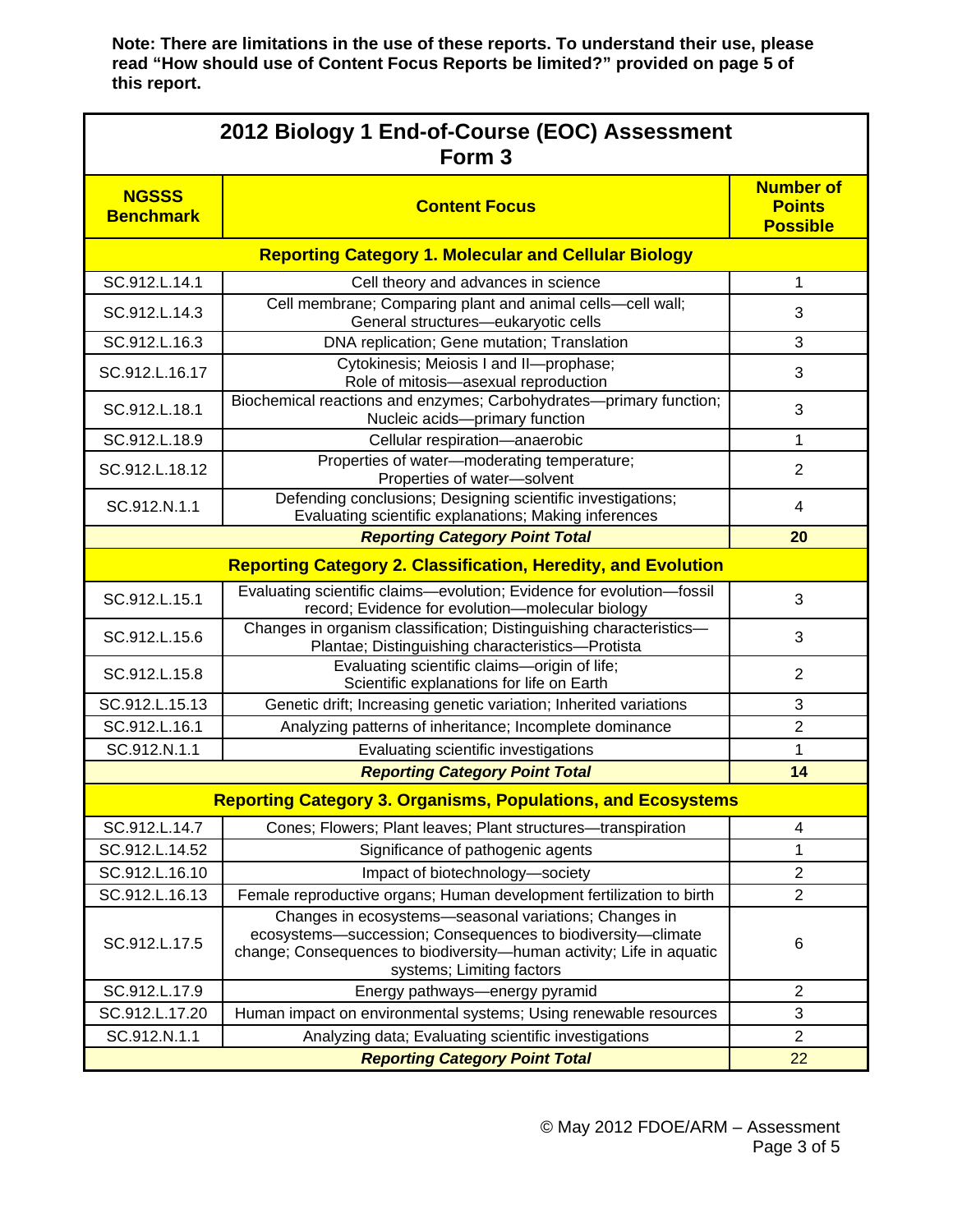**Note: There are limitations in the use of these reports. To understand their use, please read "How should use of Content Focus Reports be limited?" provided on page 5 of this report.**

## 2012 Biology 1 End-of-Course (EOC) Assessment Form 3

| NGSSS Benchmark | Content Focus | Number of Points Possible |
|---|---|---|
| **Reporting Category 1. Molecular and Cellular Biology** | | |
| SC.912.L.14.1 | Cell theory and advances in science | 1 |
| SC.912.L.14.3 | Cell membrane; Comparing plant and animal cells—cell wall; General structures—eukaryotic cells | 3 |
| SC.912.L.16.3 | DNA replication; Gene mutation; Translation | 3 |
| SC.912.L.16.17 | Cytokinesis; Meiosis I and II—prophase; Role of mitosis—asexual reproduction | 3 |
| SC.912.L.18.1 | Biochemical reactions and enzymes; Carbohydrates—primary function; Nucleic acids—primary function | 3 |
| SC.912.L.18.9 | Cellular respiration—anaerobic | 1 |
| SC.912.L.18.12 | Properties of water—moderating temperature; Properties of water—solvent | 2 |
| SC.912.N.1.1 | Defending conclusions; Designing scientific investigations; Evaluating scientific explanations; Making inferences | 4 |
| | ***Reporting Category Point Total*** | **20** |
| **Reporting Category 2. Classification, Heredity, and Evolution** | | |
| SC.912.L.15.1 | Evaluating scientific claims—evolution; Evidence for evolution—fossil record; Evidence for evolution—molecular biology | 3 |
| SC.912.L.15.6 | Changes in organism classification; Distinguishing characteristics—Plantae; Distinguishing characteristics—Protista | 3 |
| SC.912.L.15.8 | Evaluating scientific claims—origin of life; Scientific explanations for life on Earth | 2 |
| SC.912.L.15.13 | Genetic drift; Increasing genetic variation; Inherited variations | 3 |
| SC.912.L.16.1 | Analyzing patterns of inheritance; Incomplete dominance | 2 |
| SC.912.N.1.1 | Evaluating scientific investigations | 1 |
| | ***Reporting Category Point Total*** | **14** |
| **Reporting Category 3. Organisms, Populations, and Ecosystems** | | |
| SC.912.L.14.7 | Cones; Flowers; Plant leaves; Plant structures—transpiration | 4 |
| SC.912.L.14.52 | Significance of pathogenic agents | 1 |
| SC.912.L.16.10 | Impact of biotechnology—society | 2 |
| SC.912.L.16.13 | Female reproductive organs; Human development fertilization to birth | 2 |
| SC.912.L.17.5 | Changes in ecosystems—seasonal variations; Changes in ecosystems—succession; Consequences to biodiversity—climate change; Consequences to biodiversity—human activity; Life in aquatic systems; Limiting factors | 6 |
| SC.912.L.17.9 | Energy pathways—energy pyramid | 2 |
| SC.912.L.17.20 | Human impact on environmental systems; Using renewable resources | 3 |
| SC.912.N.1.1 | Analyzing data; Evaluating scientific investigations | 2 |
| | ***Reporting Category Point Total*** | 22 |

© May 2012 FDOE/ARM – Assessment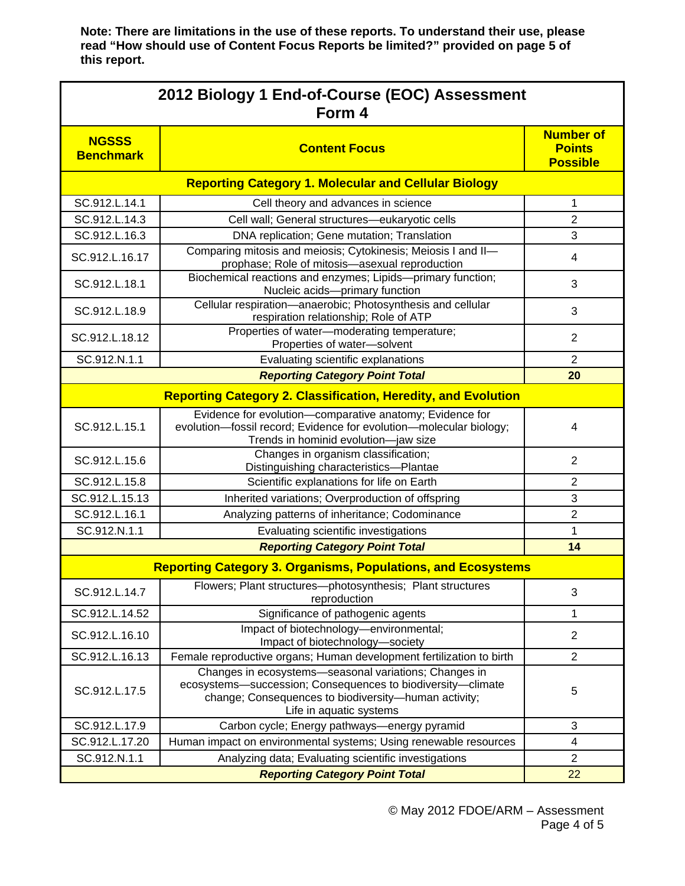**Note: There are limitations in the use of these reports. To understand their use, please read "How should use of Content Focus Reports be limited?" provided on page 5 of this report.**

## 2012 Biology 1 End-of-Course (EOC) Assessment Form 4

| NGSSS Benchmark | Content Focus | Number of Points Possible |
|---|---|---|
| **Reporting Category 1. Molecular and Cellular Biology** | | |
| SC.912.L.14.1 | Cell theory and advances in science | 1 |
| SC.912.L.14.3 | Cell wall; General structures—eukaryotic cells | 2 |
| SC.912.L.16.3 | DNA replication; Gene mutation; Translation | 3 |
| SC.912.L.16.17 | Comparing mitosis and meiosis; Cytokinesis; Meiosis I and II—prophase; Role of mitosis—asexual reproduction | 4 |
| SC.912.L.18.1 | Biochemical reactions and enzymes; Lipids—primary function; Nucleic acids—primary function | 3 |
| SC.912.L.18.9 | Cellular respiration—anaerobic; Photosynthesis and cellular respiration relationship; Role of ATP | 3 |
| SC.912.L.18.12 | Properties of water—moderating temperature; Properties of water—solvent | 2 |
| SC.912.N.1.1 | Evaluating scientific explanations | 2 |
| | ***Reporting Category Point Total*** | **20** |
| **Reporting Category 2. Classification, Heredity, and Evolution** | | |
| SC.912.L.15.1 | Evidence for evolution—comparative anatomy; Evidence for evolution—fossil record; Evidence for evolution—molecular biology; Trends in hominid evolution—jaw size | 4 |
| SC.912.L.15.6 | Changes in organism classification; Distinguishing characteristics—Plantae | 2 |
| SC.912.L.15.8 | Scientific explanations for life on Earth | 2 |
| SC.912.L.15.13 | Inherited variations; Overproduction of offspring | 3 |
| SC.912.L.16.1 | Analyzing patterns of inheritance; Codominance | 2 |
| SC.912.N.1.1 | Evaluating scientific investigations | 1 |
| | ***Reporting Category Point Total*** | **14** |
| **Reporting Category 3. Organisms, Populations, and Ecosystems** | | |
| SC.912.L.14.7 | Flowers; Plant structures—photosynthesis; Plant structures reproduction | 3 |
| SC.912.L.14.52 | Significance of pathogenic agents | 1 |
| SC.912.L.16.10 | Impact of biotechnology—environmental; Impact of biotechnology—society | 2 |
| SC.912.L.16.13 | Female reproductive organs; Human development fertilization to birth | 2 |
| SC.912.L.17.5 | Changes in ecosystems—seasonal variations; Changes in ecosystems—succession; Consequences to biodiversity—climate change; Consequences to biodiversity—human activity; Life in aquatic systems | 5 |
| SC.912.L.17.9 | Carbon cycle; Energy pathways—energy pyramid | 3 |
| SC.912.L.17.20 | Human impact on environmental systems; Using renewable resources | 4 |
| SC.912.N.1.1 | Analyzing data; Evaluating scientific investigations | 2 |
| | ***Reporting Category Point Total*** | 22 |

© May 2012 FDOE/ARM – Assessment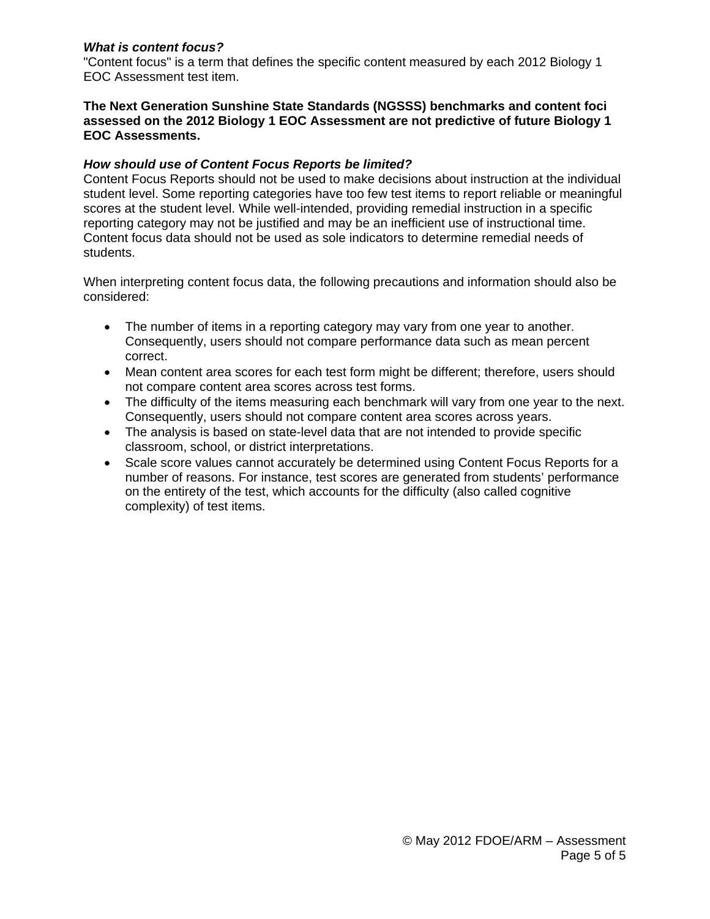***What is content focus?***

"Content focus" is a term that defines the specific content measured by each 2012 Biology 1 EOC Assessment test item.

**The Next Generation Sunshine State Standards (NGSSS) benchmarks and content foci assessed on the 2012 Biology 1 EOC Assessment are not predictive of future Biology 1 EOC Assessments.**

***How should use of Content Focus Reports be limited?***

Content Focus Reports should not be used to make decisions about instruction at the individual student level. Some reporting categories have too few test items to report reliable or meaningful scores at the student level. While well-intended, providing remedial instruction in a specific reporting category may not be justified and may be an inefficient use of instructional time. Content focus data should not be used as sole indicators to determine remedial needs of students.

When interpreting content focus data, the following precautions and information should also be considered:

- The number of items in a reporting category may vary from one year to another. Consequently, users should not compare performance data such as mean percent correct.
- Mean content area scores for each test form might be different; therefore, users should not compare content area scores across test forms.
- The difficulty of the items measuring each benchmark will vary from one year to the next. Consequently, users should not compare content area scores across years.
- The analysis is based on state-level data that are not intended to provide specific classroom, school, or district interpretations.
- Scale score values cannot accurately be determined using Content Focus Reports for a number of reasons. For instance, test scores are generated from students' performance on the entirety of the test, which accounts for the difficulty (also called cognitive complexity) of test items.

© May 2012 FDOE/ARM – Assessment